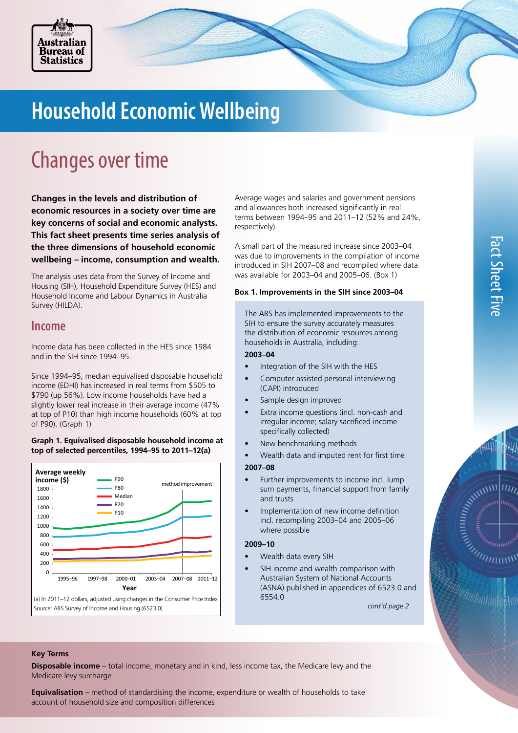# Household Economic Wellbeing

## Changes over time

**Changes in the levels and distribution of economic resources in a society over time are key concerns of social and economic analysts. This fact sheet presents time series analysis of the three dimensions of household economic wellbeing – income, consumption and wealth.**

The analysis uses data from the Survey of Income and Housing (SIH), Household Expenditure Survey (HES) and Household Income and Labour Dynamics in Australia Survey (HILDA).

### Income

Income data has been collected in the HES since 1984 and in the SIH since 1994–95.

Since 1994–95, median equivalised disposable household income (EDHI) has increased in real terms from $505 to $790 (up 56%). Low income households have had a slightly lower real increase in their average income (47% at top of P10) than high income households (60% at top of P90). (Graph 1)

**Graph 1. Equivalised disposable household income at top of selected percentiles, 1994–95 to 2011–12(a)**

(a) In 2011–12 dollars, adjusted using changes in the Consumer Price Index
Source: ABS Survey of Income and Housing (6523.0)

Average wages and salaries and government pensions and allowances both increased significantly in real terms between 1994–95 and 2011–12 (52% and 24%, respectively).

A small part of the measured increase since 2003–04 was due to improvements in the compilation of income introduced in SIH 2007–08 and recompiled where data was available for 2003–04 and 2005–06. (Box 1)

**Box 1. Improvements in the SIH since 2003–04**

The ABS has implemented improvements to the SIH to ensure the survey accurately measures the distribution of economic resources among households in Australia, including:

**2003–04**

- Integration of the SIH with the HES
- Computer assisted personal interviewing (CAPI) introduced
- Sample design improved
- Extra income questions (incl. non-cash and irregular income; salary sacrificed income specifically collected)
- New benchmarking methods
- Wealth data and imputed rent for first time

**2007–08**

- Further improvements to income incl. lump sum payments, financial support from family and trusts
- Implementation of new income definition incl. recompiling 2003–04 and 2005–06 where possible

**2009–10**

- Wealth data every SIH
- SIH income and wealth comparison with Australian System of National Accounts (ASNA) published in appendices of 6523.0 and 6554.0

*cont'd page 2*

**Key Terms**

**Disposable income** – total income, monetary and in kind, less income tax, the Medicare levy and the Medicare levy surcharge

**Equivalisation** – method of standardising the income, expenditure or wealth of households to take account of household size and composition differences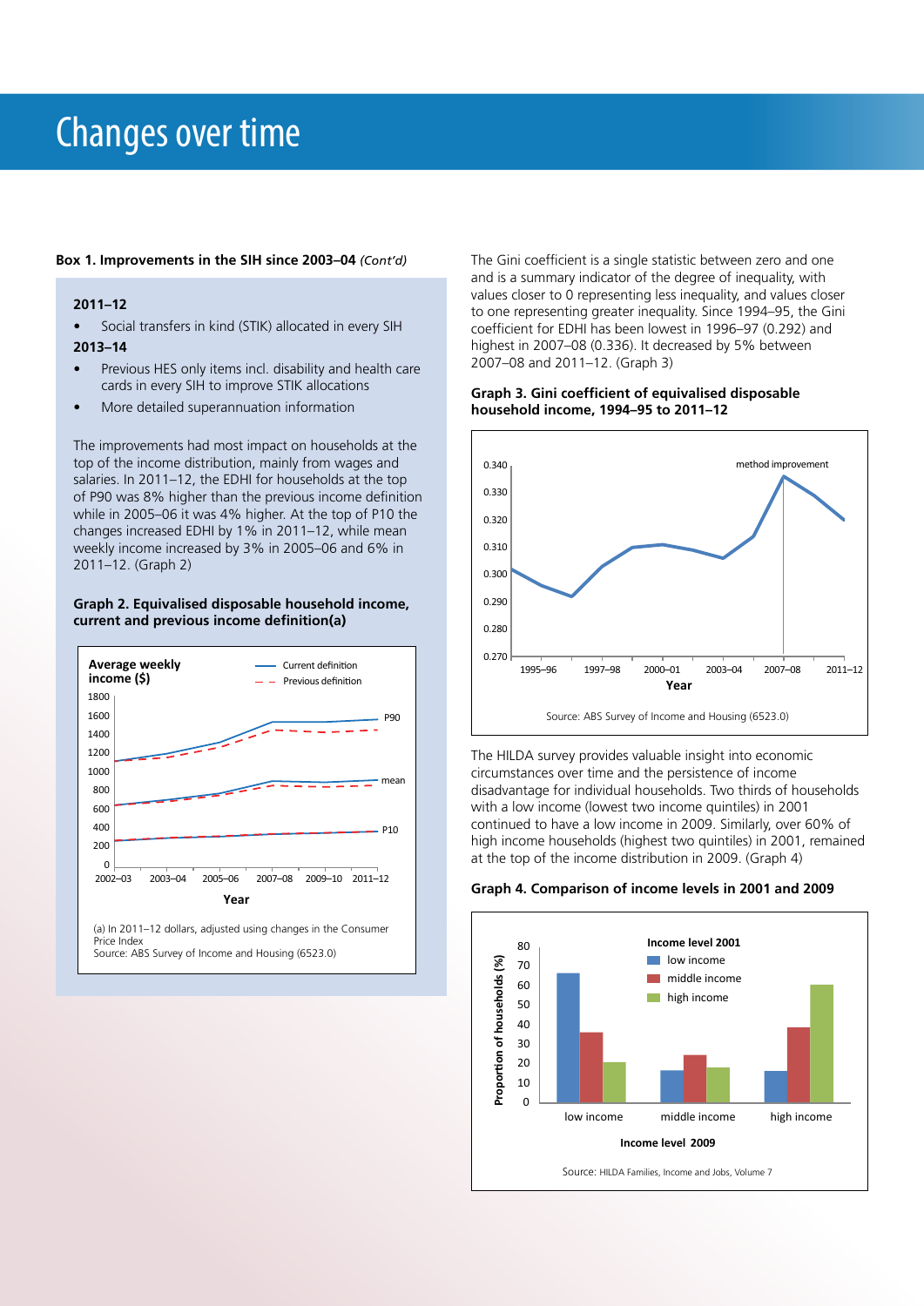# Changes over time

**Box 1. Improvements in the SIH since 2003–04** *(Cont'd)*

**2011–12**

- Social transfers in kind (STIK) allocated in every SIH

**2013–14**

- Previous HES only items incl. disability and health care cards in every SIH to improve STIK allocations
- More detailed superannuation information

The improvements had most impact on households at the top of the income distribution, mainly from wages and salaries. In 2011–12, the EDHI for households at the top of P90 was 8% higher than the previous income definition while in 2005–06 it was 4% higher. At the top of P10 the changes increased EDHI by 1% in 2011–12, while mean weekly income increased by 3% in 2005–06 and 6% in 2011–12. (Graph 2)

**Graph 2. Equivalised disposable household income, current and previous income definition(a)**

(a) In 2011–12 dollars, adjusted using changes in the Consumer Price Index
Source: ABS Survey of Income and Housing (6523.0)

The Gini coefficient is a single statistic between zero and one and is a summary indicator of the degree of inequality, with values closer to 0 representing less inequality, and values closer to one representing greater inequality. Since 1994–95, the Gini coefficient for EDHI has been lowest in 1996–97 (0.292) and highest in 2007–08 (0.336). It decreased by 5% between 2007–08 and 2011–12. (Graph 3)

**Graph 3. Gini coefficient of equivalised disposable household income, 1994–95 to 2011–12**

Source: ABS Survey of Income and Housing (6523.0)

The HILDA survey provides valuable insight into economic circumstances over time and the persistence of income disadvantage for individual households. Two thirds of households with a low income (lowest two income quintiles) in 2001 continued to have a low income in 2009. Similarly, over 60% of high income households (highest two quintiles) in 2001, remained at the top of the income distribution in 2009. (Graph 4)

**Graph 4. Comparison of income levels in 2001 and 2009**

Source: HILDA Families, Income and Jobs, Volume 7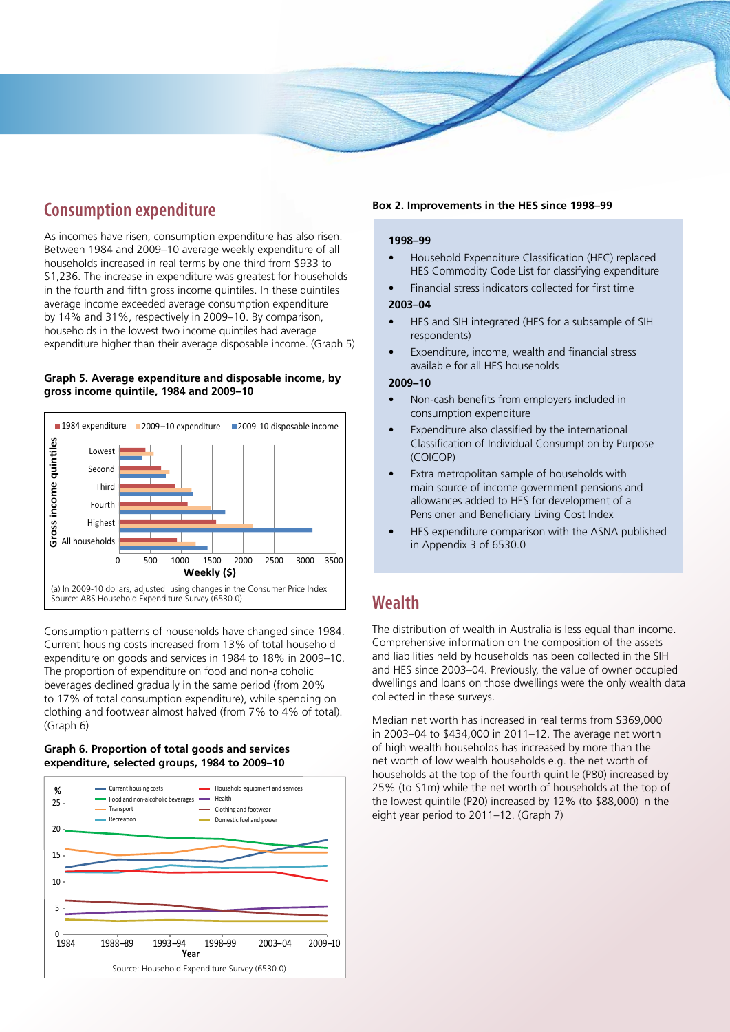## Consumption expenditure

As incomes have risen, consumption expenditure has also risen. Between 1984 and 2009–10 average weekly expenditure of all households increased in real terms by one third from $933 to $1,236. The increase in expenditure was greatest for households in the fourth and fifth gross income quintiles. In these quintiles average income exceeded average consumption expenditure by 14% and 31%, respectively in 2009–10. By comparison, households in the lowest two income quintiles had average expenditure higher than their average disposable income. (Graph 5)

**Graph 5. Average expenditure and disposable income, by gross income quintile, 1984 and 2009–10**

(a) In 2009-10 dollars, adjusted using changes in the Consumer Price Index
Source: ABS Household Expenditure Survey (6530.0)

Consumption patterns of households have changed since 1984. Current housing costs increased from 13% of total household expenditure on goods and services in 1984 to 18% in 2009–10. The proportion of expenditure on food and non-alcoholic beverages declined gradually in the same period (from 20% to 17% of total consumption expenditure), while spending on clothing and footwear almost halved (from 7% to 4% of total). (Graph 6)

**Graph 6. Proportion of total goods and services expenditure, selected groups, 1984 to 2009–10**

Source: Household Expenditure Survey (6530.0)

**Box 2. Improvements in the HES since 1998–99**

**1998–99**

- Household Expenditure Classification (HEC) replaced HES Commodity Code List for classifying expenditure
- Financial stress indicators collected for first time

**2003–04**

- HES and SIH integrated (HES for a subsample of SIH respondents)
- Expenditure, income, wealth and financial stress available for all HES households

**2009–10**

- Non-cash benefits from employers included in consumption expenditure
- Expenditure also classified by the international Classification of Individual Consumption by Purpose (COICOP)
- Extra metropolitan sample of households with main source of income government pensions and allowances added to HES for development of a Pensioner and Beneficiary Living Cost Index
- HES expenditure comparison with the ASNA published in Appendix 3 of 6530.0

## Wealth

The distribution of wealth in Australia is less equal than income. Comprehensive information on the composition of the assets and liabilities held by households has been collected in the SIH and HES since 2003–04. Previously, the value of owner occupied dwellings and loans on those dwellings were the only wealth data collected in these surveys.

Median net worth has increased in real terms from $369,000 in 2003–04 to $434,000 in 2011–12. The average net worth of high wealth households has increased by more than the net worth of low wealth households e.g. the net worth of households at the top of the fourth quintile (P80) increased by 25% (to $1m) while the net worth of households at the top of the lowest quintile (P20) increased by 12% (to $88,000) in the eight year period to 2011–12. (Graph 7)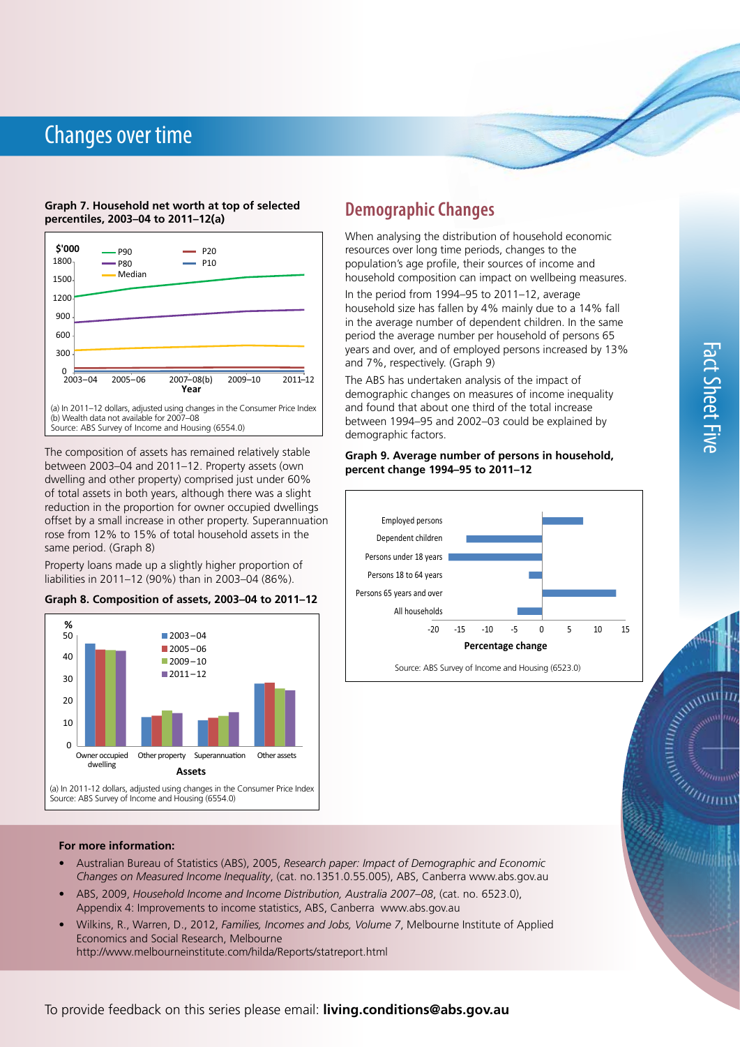# Changes over time

**Graph 7. Household net worth at top of selected percentiles, 2003–04 to 2011–12(a)**

$'000
1800
1500
1200
900
600
300
0
P90
P80
Median
P20
P10
2003–04
2005–06
2007–08(b)
2009–10
2011–12
Year

(a) In 2011–12 dollars, adjusted using changes in the Consumer Price Index
(b) Wealth data not available for 2007–08
Source: ABS Survey of Income and Housing (6554.0)

The composition of assets has remained relatively stable between 2003–04 and 2011–12. Property assets (own dwelling and other property) comprised just under 60% of total assets in both years, although there was a slight reduction in the proportion for owner occupied dwellings offset by a small increase in other property. Superannuation rose from 12% to 15% of total household assets in the same period. (Graph 8)

Property loans made up a slightly higher proportion of liabilities in 2011–12 (90%) than in 2003–04 (86%).

**Graph 8. Composition of assets, 2003–04 to 2011–12**

%
50
40
30
20
10
0
2003–04
2005–06
2009–10
2011–12
Owner occupied dwelling
Other property
Superannuation
Other assets
Assets

(a) In 2011-12 dollars, adjusted using changes in the Consumer Price Index
Source: ABS Survey of Income and Housing (6554.0)

## Demographic Changes

When analysing the distribution of household economic resources over long time periods, changes to the population's age profile, their sources of income and household composition can impact on wellbeing measures.

In the period from 1994–95 to 2011–12, average household size has fallen by 4% mainly due to a 14% fall in the average number of dependent children. In the same period the average number per household of persons 65 years and over, and of employed persons increased by 13% and 7%, respectively. (Graph 9)

The ABS has undertaken analysis of the impact of demographic changes on measures of income inequality and found that about one third of the total increase between 1994–95 and 2002–03 could be explained by demographic factors.

**Graph 9. Average number of persons in household, percent change 1994–95 to 2011–12**

Employed persons
Dependent children
Persons under 18 years
Persons 18 to 64 years
Persons 65 years and over
All households
-20
-15
-10
-5
0
5
10
15
Percentage change

Source: ABS Survey of Income and Housing (6523.0)

**For more information:**

- Australian Bureau of Statistics (ABS), 2005, *Research paper: Impact of Demographic and Economic Changes on Measured Income Inequality*, (cat. no.1351.0.55.005), ABS, Canberra www.abs.gov.au
- ABS, 2009, *Household Income and Income Distribution, Australia 2007–08*, (cat. no. 6523.0), Appendix 4: Improvements to income statistics, ABS, Canberra www.abs.gov.au
- Wilkins, R., Warren, D., 2012, *Families, Incomes and Jobs, Volume 7*, Melbourne Institute of Applied Economics and Social Research, Melbourne http://www.melbourneinstitute.com/hilda/Reports/statreport.html

To provide feedback on this series please email: **living.conditions@abs.gov.au**